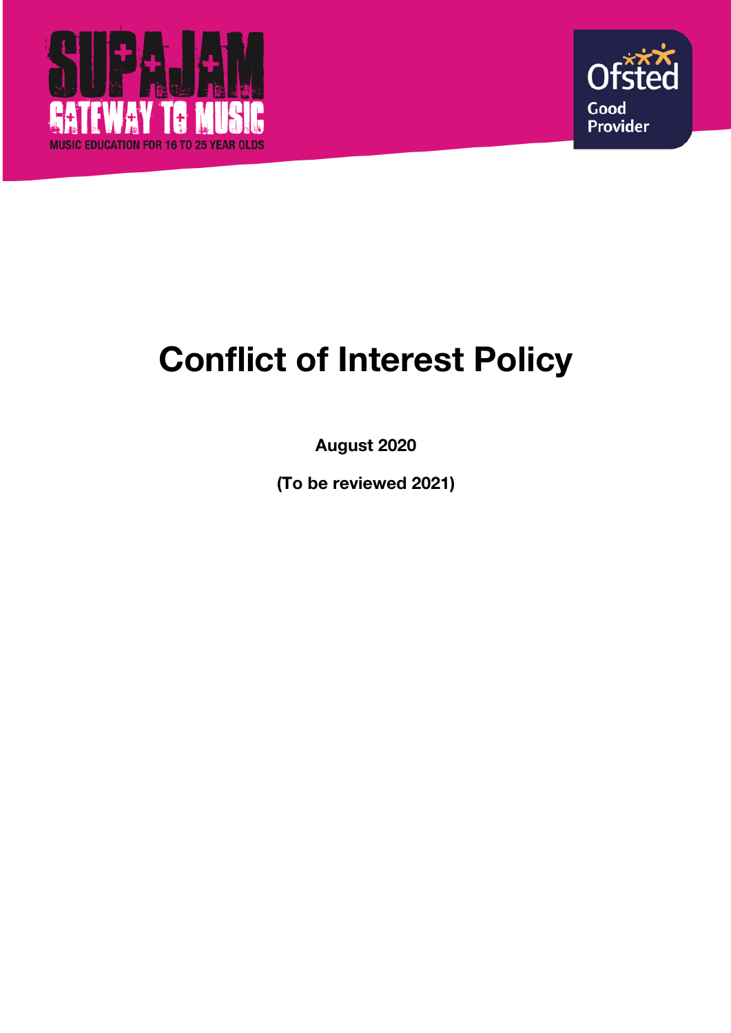SUPAJAM

GATEWAY TO MUSIC

MUSIC EDUCATION FOR 16 TO 25 YEAR OLDS

Ofsted

Good Provider

# Conflict of Interest Policy

**August 2020**

**(To be reviewed 2021)**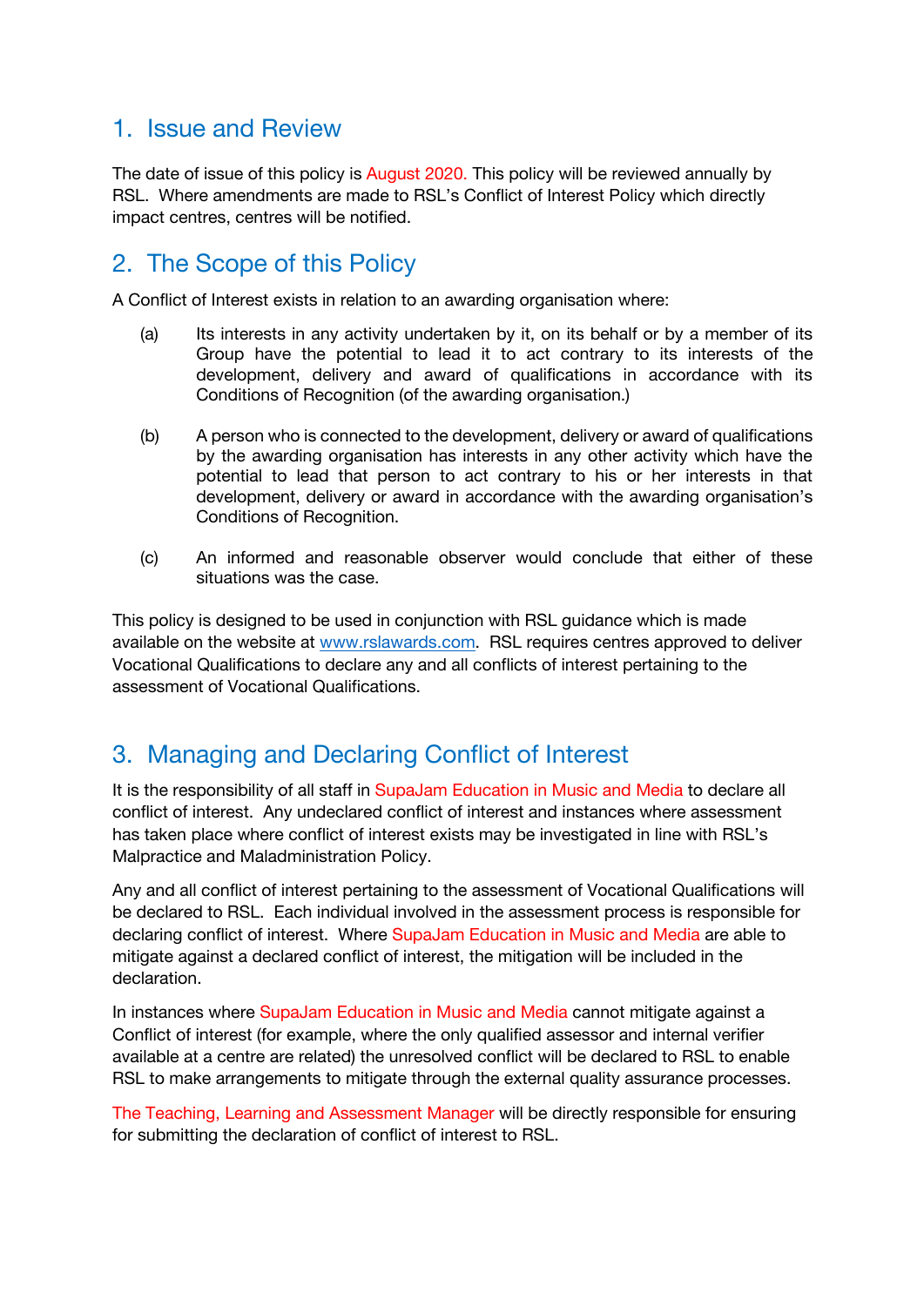## 1. Issue and Review

The date of issue of this policy is August 2020. This policy will be reviewed annually by RSL. Where amendments are made to RSL's Conflict of Interest Policy which directly impact centres, centres will be notified.

## 2. The Scope of this Policy

A Conflict of Interest exists in relation to an awarding organisation where:

(a) Its interests in any activity undertaken by it, on its behalf or by a member of its Group have the potential to lead it to act contrary to its interests of the development, delivery and award of qualifications in accordance with its Conditions of Recognition (of the awarding organisation.)

(b) A person who is connected to the development, delivery or award of qualifications by the awarding organisation has interests in any other activity which have the potential to lead that person to act contrary to his or her interests in that development, delivery or award in accordance with the awarding organisation's Conditions of Recognition.

(c) An informed and reasonable observer would conclude that either of these situations was the case.

This policy is designed to be used in conjunction with RSL guidance which is made available on the website at www.rslawards.com. RSL requires centres approved to deliver Vocational Qualifications to declare any and all conflicts of interest pertaining to the assessment of Vocational Qualifications.

## 3. Managing and Declaring Conflict of Interest

It is the responsibility of all staff in SupaJam Education in Music and Media to declare all conflict of interest. Any undeclared conflict of interest and instances where assessment has taken place where conflict of interest exists may be investigated in line with RSL's Malpractice and Maladministration Policy.

Any and all conflict of interest pertaining to the assessment of Vocational Qualifications will be declared to RSL. Each individual involved in the assessment process is responsible for declaring conflict of interest. Where SupaJam Education in Music and Media are able to mitigate against a declared conflict of interest, the mitigation will be included in the declaration.

In instances where SupaJam Education in Music and Media cannot mitigate against a Conflict of interest (for example, where the only qualified assessor and internal verifier available at a centre are related) the unresolved conflict will be declared to RSL to enable RSL to make arrangements to mitigate through the external quality assurance processes.

The Teaching, Learning and Assessment Manager will be directly responsible for ensuring for submitting the declaration of conflict of interest to RSL.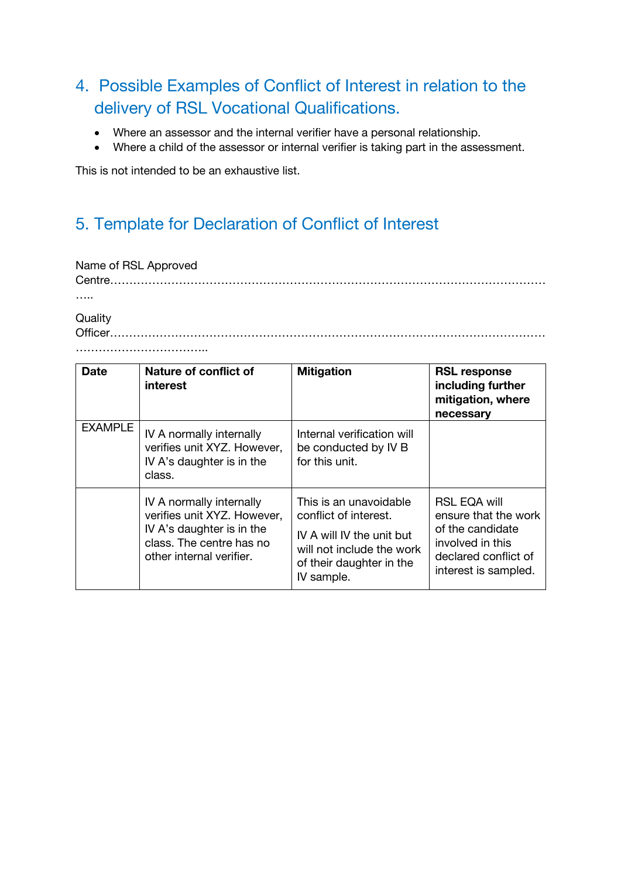## 4. Possible Examples of Conflict of Interest in relation to the delivery of RSL Vocational Qualifications.

- Where an assessor and the internal verifier have a personal relationship.
- Where a child of the assessor or internal verifier is taking part in the assessment.

This is not intended to be an exhaustive list.

## 5. Template for Declaration of Conflict of Interest

Name of RSL Approved Centre………………………………………………………………………………………………………..

Quality Officer……………………………………………………………………………………………………………………………..

| Date | Nature of conflict of interest | Mitigation | RSL response including further mitigation, where necessary |
|---|---|---|---|
| EXAMPLE | IV A normally internally verifies unit XYZ. However, IV A's daughter is in the class. | Internal verification will be conducted by IV B for this unit. | |
| | IV A normally internally verifies unit XYZ. However, IV A's daughter is in the class. The centre has no other internal verifier. | This is an unavoidable conflict of interest.<br><br>IV A will IV the unit but will not include the work of their daughter in the IV sample. | RSL EQA will ensure that the work of the candidate involved in this declared conflict of interest is sampled. |